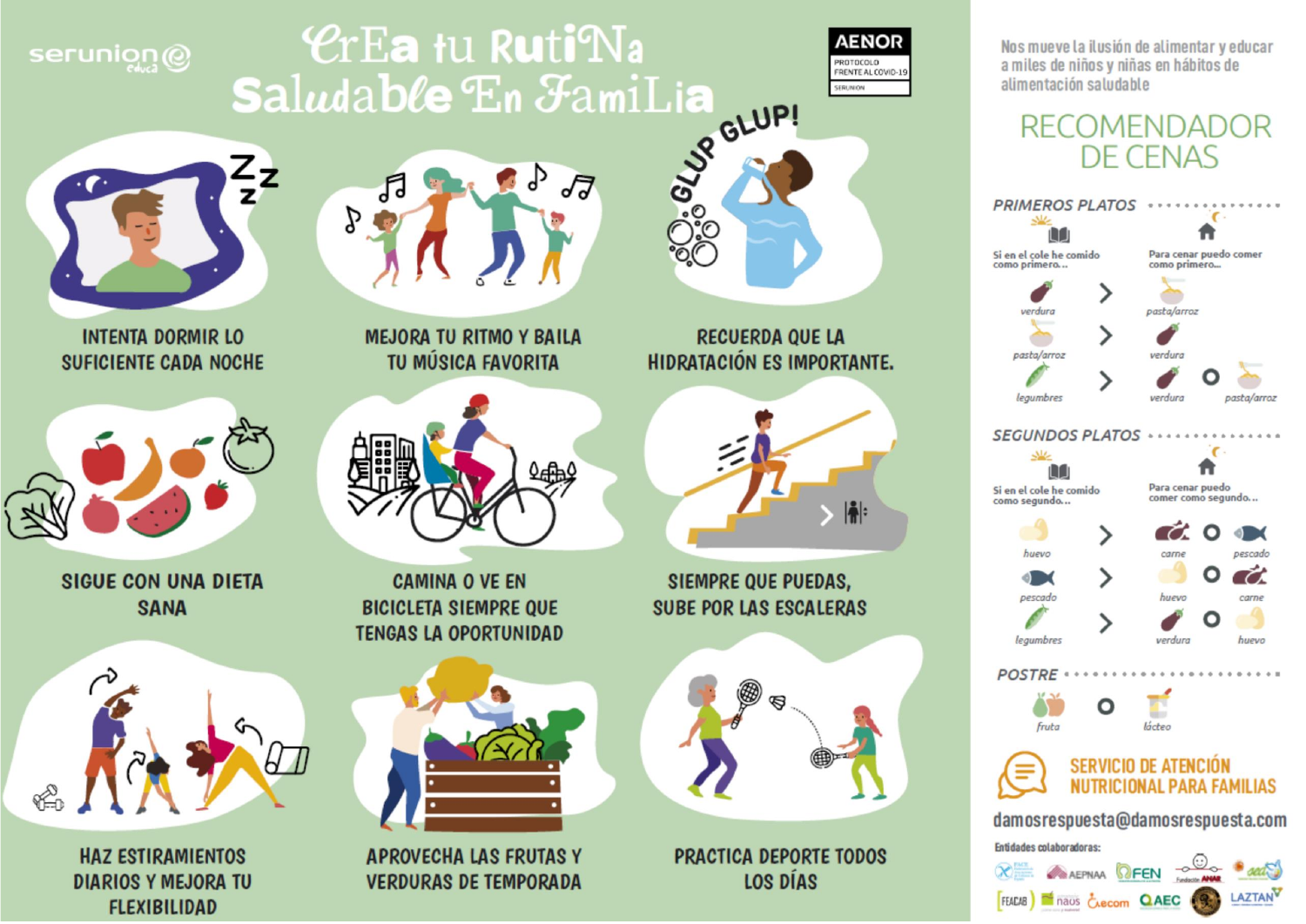serunion educa

# Crea tu Rutina Saludable En Familia

AENOR
PROTOCOLO FRENTE AL COVID-19
SERUNION

GLUP GLUP!

INTENTA DORMIR LO SUFICIENTE CADA NOCHE

MEJORA TU RITMO Y BAILA TU MÚSICA FAVORITA

RECUERDA QUE LA HIDRATACIÓN ES IMPORTANTE.

SIGUE CON UNA DIETA SANA

CAMINA O VE EN BICICLETA SIEMPRE QUE TENGAS LA OPORTUNIDAD

SIEMPRE QUE PUEDAS, SUBE POR LAS ESCALERAS

HAZ ESTIRAMIENTOS DIARIOS Y MEJORA TU FLEXIBILIDAD

APROVECHA LAS FRUTAS Y VERDURAS DE TEMPORADA

PRACTICA DEPORTE TODOS LOS DÍAS

Nos mueve la ilusión de alimentar y educar a miles de niños y niñas en hábitos de alimentación saludable

## RECOMENDADOR DE CENAS

### PRIMEROS PLATOS

| Si en el cole he comido como primero... | | Para cenar puedo comer como primero... |
|---|---|---|
| verdura | > | pasta/arroz |
| pasta/arroz | > | verdura |
| legumbres | > | verdura o pasta/arroz |

### SEGUNDOS PLATOS

| Si en el cole he comido como segundo... | | Para cenar puedo comer como segundo... |
|---|---|---|
| huevo | > | carne o pescado |
| pescado | > | huevo o carne |
| legumbres | > | verdura o huevo |

### POSTRE

fruta o lácteo

**SERVICIO DE ATENCIÓN NUTRICIONAL PARA FAMILIAS**

damosrespuesta@damosrespuesta.com

Entidades colaboradoras:

AEPNAA, FEN, Fundación AMAR, FEACAB, naus, aecom, AEC, LAZTAN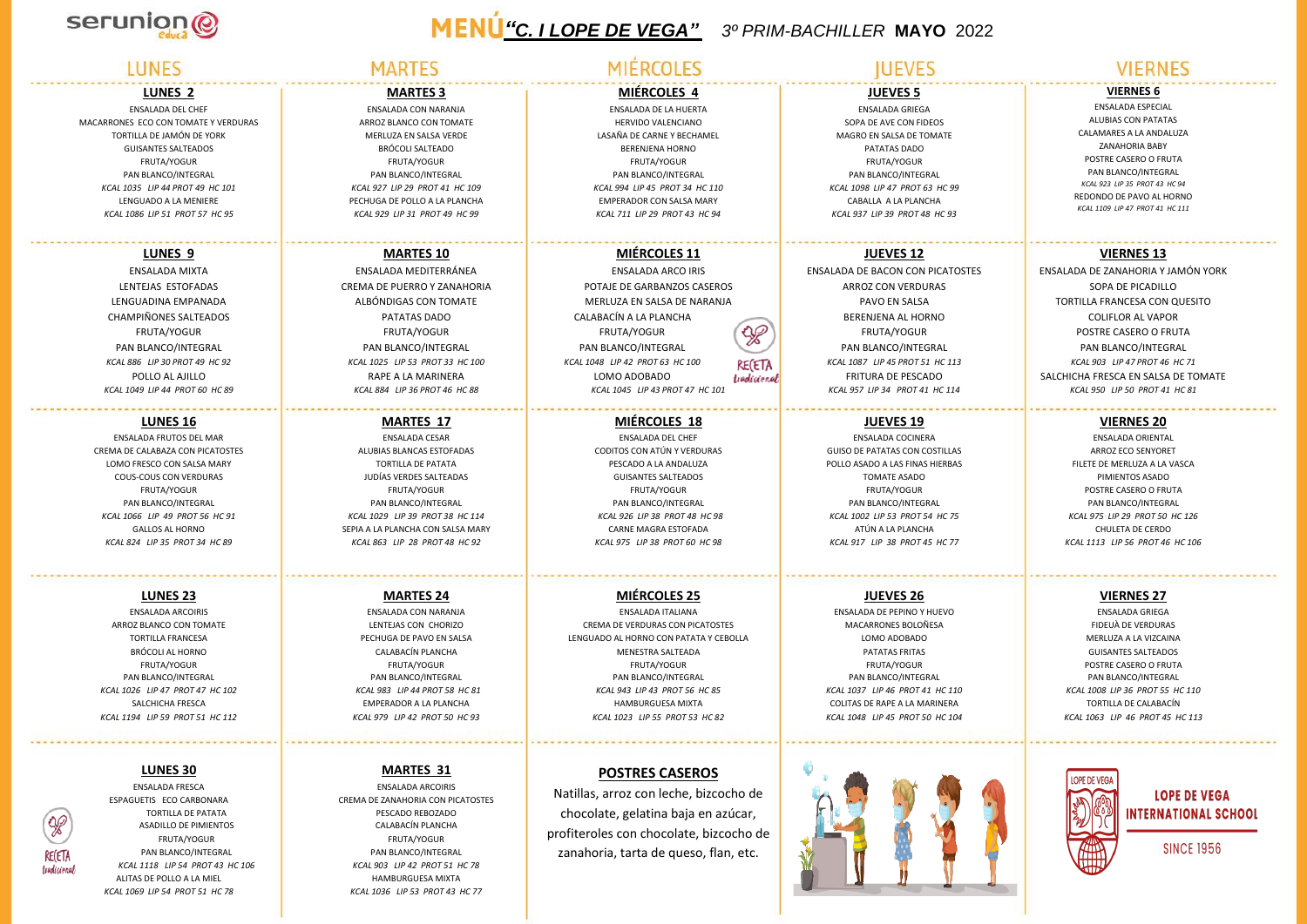serunion educa

# MENÚ *"C. I LOPE DE VEGA"* *3º PRIM-BACHILLER* **MAYO** 2022

| LUNES | MARTES | MIÉRCOLES | JUEVES | VIERNES |
|---|---|---|---|---|
| **LUNES 2**<br>ENSALADA DEL CHEF<br>MACARRONES ECO CON TOMATE Y VERDURAS<br>TORTILLA DE JAMÓN DE YORK<br>GUISANTES SALTEADOS<br>FRUTA/YOGUR<br>PAN BLANCO/INTEGRAL<br>*KCAL 1035 LIP 44 PROT 49 HC 101*<br>LENGUADO A LA MENIERE<br>*KCAL 1086 LIP 51 PROT 57 HC 95* | **MARTES 3**<br>ENSALADA CON NARANJA<br>ARROZ BLANCO CON TOMATE<br>MERLUZA EN SALSA VERDE<br>BRÓCOLI SALTEADO<br>FRUTA/YOGUR<br>PAN BLANCO/INTEGRAL<br>*KCAL 927 LIP 29 PROT 41 HC 109*<br>PECHUGA DE POLLO A LA PLANCHA<br>*KCAL 929 LIP 31 PROT 49 HC 99* | **MIÉRCOLES 4**<br>ENSALADA DE LA HUERTA<br>HERVIDO VALENCIANO<br>LASAÑA DE CARNE Y BECHAMEL<br>BERENJENA HORNO<br>FRUTA/YOGUR<br>PAN BLANCO/INTEGRAL<br>*KCAL 994 LIP 45 PROT 34 HC 110*<br>EMPERADOR CON SALSA MARY<br>*KCAL 711 LIP 29 PROT 43 HC 94* | **JUEVES 5**<br>ENSALADA GRIEGA<br>SOPA DE AVE CON FIDEOS<br>MAGRO EN SALSA DE TOMATE<br>PATATAS DADO<br>FRUTA/YOGUR<br>PAN BLANCO/INTEGRAL<br>*KCAL 1098 LIP 47 PROT 63 HC 99*<br>CABALLA A LA PLANCHA<br>*KCAL 937 LIP 39 PROT 48 HC 93* | **VIERNES 6**<br>ENSALADA ESPECIAL<br>ALUBIAS CON PATATAS<br>CALAMARES A LA ANDALUZA<br>ZANAHORIA BABY<br>POSTRE CASERO O FRUTA<br>PAN BLANCO/INTEGRAL<br>*KCAL 923 LIP 35 PROT 43 HC 94*<br>REDONDO DE PAVO AL HORNO<br>*KCAL 1109 LIP 47 PROT 41 HC 111* |
| **LUNES 9**<br>ENSALADA MIXTA<br>LENTEJAS ESTOFADAS<br>LENGUADINA EMPANADA<br>CHAMPIÑONES SALTEADOS<br>FRUTA/YOGUR<br>PAN BLANCO/INTEGRAL<br>*KCAL 886 LIP 30 PROT 49 HC 92*<br>POLLO AL AJILLO<br>*KCAL 1049 LIP 44 PROT 60 HC 89* | **MARTES 10**<br>ENSALADA MEDITERRÁNEA<br>CREMA DE PUERRO Y ZANAHORIA<br>ALBÓNDIGAS CON TOMATE<br>PATATAS DADO<br>FRUTA/YOGUR<br>PAN BLANCO/INTEGRAL<br>*KCAL 1025 LIP 53 PROT 33 HC 100*<br>RAPE A LA MARINERA<br>*KCAL 884 LIP 36 PROT 46 HC 88* | **MIÉRCOLES 11**<br>ENSALADA ARCO IRIS<br>POTAJE DE GARBANZOS CASEROS<br>MERLUZA EN SALSA DE NARANJA<br>CALABACÍN A LA PLANCHA<br>FRUTA/YOGUR<br>PAN BLANCO/INTEGRAL<br>*KCAL 1048 LIP 42 PROT 63 HC 100*<br>LOMO ADOBADO<br>*KCAL 1045 LIP 43 PROT 47 HC 101*<br>RECETA tradicional | **JUEVES 12**<br>ENSALADA DE BACON CON PICATOSTES<br>ARROZ CON VERDURAS<br>PAVO EN SALSA<br>BERENJENA AL HORNO<br>FRUTA/YOGUR<br>PAN BLANCO/INTEGRAL<br>*KCAL 1087 LIP 45 PROT 51 HC 113*<br>FRITURA DE PESCADO<br>*KCAL 957 LIP 34 PROT 41 HC 114* | **VIERNES 13**<br>ENSALADA DE ZANAHORIA Y JAMÓN YORK<br>SOPA DE PICADILLO<br>TORTILLA FRANCESA CON QUESITO<br>COLIFLOR AL VAPOR<br>POSTRE CASERO O FRUTA<br>PAN BLANCO/INTEGRAL<br>*KCAL 903 LIP 47 PROT 46 HC 71*<br>SALCHICHA FRESCA EN SALSA DE TOMATE<br>*KCAL 950 LIP 50 PROT 41 HC 81* |
| **LUNES 16**<br>ENSALADA FRUTOS DEL MAR<br>CREMA DE CALABAZA CON PICATOSTES<br>LOMO FRESCO CON SALSA MARY<br>COUS-COUS CON VERDURAS<br>FRUTA/YOGUR<br>PAN BLANCO/INTEGRAL<br>*KCAL 1066 LIP 49 PROT 56 HC 91*<br>GALLOS AL HORNO<br>*KCAL 824 LIP 35 PROT 34 HC 89* | **MARTES 17**<br>ENSALADA CESAR<br>ALUBIAS BLANCAS ESTOFADAS<br>TORTILLA DE PATATA<br>JUDÍAS VERDES SALTEADAS<br>FRUTA/YOGUR<br>PAN BLANCO/INTEGRAL<br>*KCAL 1029 LIP 39 PROT 38 HC 114*<br>SEPIA A LA PLANCHA CON SALSA MARY<br>*KCAL 863 LIP 28 PROT 48 HC 92* | **MIÉRCOLES 18**<br>ENSALADA DEL CHEF<br>CODITOS CON ATÚN Y VERDURAS<br>PESCADO A LA ANDALUZA<br>GUISANTES SALTEADOS<br>FRUTA/YOGUR<br>PAN BLANCO/INTEGRAL<br>*KCAL 926 LIP 38 PROT 48 HC 98*<br>CARNE MAGRA ESTOFADA<br>*KCAL 975 LIP 38 PROT 60 HC 98* | **JUEVES 19**<br>ENSALADA COCINERA<br>GUISO DE PATATAS CON COSTILLAS<br>POLLO ASADO A LAS FINAS HIERBAS<br>TOMATE ASADO<br>FRUTA/YOGUR<br>PAN BLANCO/INTEGRAL<br>*KCAL 1002 LIP 53 PROT 54 HC 75*<br>ATÚN A LA PLANCHA<br>*KCAL 917 LIP 38 PROT 45 HC 77* | **VIERNES 20**<br>ENSALADA ORIENTAL<br>ARROZ ECO SENYORET<br>FILETE DE MERLUZA A LA VASCA<br>PIMIENTOS ASADO<br>POSTRE CASERO O FRUTA<br>PAN BLANCO/INTEGRAL<br>*KCAL 975 LIP 29 PROT 50 HC 126*<br>CHULETA DE CERDO<br>*KCAL 1113 LIP 56 PROT 46 HC 106* |
| **LUNES 23**<br>ENSALADA ARCOIRIS<br>ARROZ BLANCO CON TOMATE<br>TORTILLA FRANCESA<br>BRÓCOLI AL HORNO<br>FRUTA/YOGUR<br>PAN BLANCO/INTEGRAL<br>*KCAL 1026 LIP 47 PROT 47 HC 102*<br>SALCHICHA FRESCA<br>*KCAL 1194 LIP 59 PROT 51 HC 112* | **MARTES 24**<br>ENSALADA CON NARANJA<br>LENTEJAS CON CHORIZO<br>PECHUGA DE PAVO EN SALSA<br>CALABACÍN PLANCHA<br>FRUTA/YOGUR<br>PAN BLANCO/INTEGRAL<br>*KCAL 983 LIP 44 PROT 58 HC 81*<br>EMPERADOR A LA PLANCHA<br>*KCAL 979 LIP 42 PROT 50 HC 93* | **MIÉRCOLES 25**<br>ENSALADA ITALIANA<br>CREMA DE VERDURAS CON PICATOSTES<br>LENGUADO AL HORNO CON PATATA Y CEBOLLA<br>MENESTRA SALTEADA<br>FRUTA/YOGUR<br>PAN BLANCO/INTEGRAL<br>*KCAL 943 LIP 43 PROT 56 HC 85*<br>HAMBURGUESA MIXTA<br>*KCAL 1023 LIP 55 PROT 53 HC 82* | **JUEVES 26**<br>ENSALADA DE PEPINO Y HUEVO<br>MACARRONES BOLOÑESA<br>LOMO ADOBADO<br>PATATAS FRITAS<br>FRUTA/YOGUR<br>PAN BLANCO/INTEGRAL<br>*KCAL 1037 LIP 46 PROT 41 HC 110*<br>COLITAS DE RAPE A LA MARINERA<br>*KCAL 1048 LIP 45 PROT 50 HC 104* | **VIERNES 27**<br>ENSALADA GRIEGA<br>FIDEUÀ DE VERDURAS<br>MERLUZA A LA VIZCAINA<br>GUISANTES SALTEADOS<br>POSTRE CASERO O FRUTA<br>PAN BLANCO/INTEGRAL<br>*KCAL 1008 LIP 36 PROT 55 HC 110*<br>TORTILLA DE CALABACÍN<br>*KCAL 1063 LIP 46 PROT 45 HC 113* |
| **LUNES 30**<br>ENSALADA FRESCA<br>ESPAGUETIS ECO CARBONARA<br>TORTILLA DE PATATA<br>ASADILLO DE PIMIENTOS<br>FRUTA/YOGUR<br>PAN BLANCO/INTEGRAL<br>*KCAL 1118 LIP 54 PROT 43 HC 106*<br>ALITAS DE POLLO A LA MIEL<br>*KCAL 1069 LIP 54 PROT 51 HC 78*<br>RECETA tradicional | **MARTES 31**<br>ENSALADA ARCOIRIS<br>CREMA DE ZANAHORIA CON PICATOSTES<br>PESCADO REBOZADO<br>CALABACÍN PLANCHA<br>FRUTA/YOGUR<br>PAN BLANCO/INTEGRAL<br>*KCAL 903 LIP 42 PROT 51 HC 78*<br>HAMBURGUESA MIXTA<br>*KCAL 1036 LIP 53 PROT 43 HC 77* | **POSTRES CASEROS**<br>Natillas, arroz con leche, bizcocho de chocolate, gelatina baja en azúcar, profiteroles con chocolate, bizcocho de zanahoria, tarta de queso, flan, etc. | | LOPE DE VEGA<br>**LOPE DE VEGA INTERNATIONAL SCHOOL**<br>SINCE 1956 |